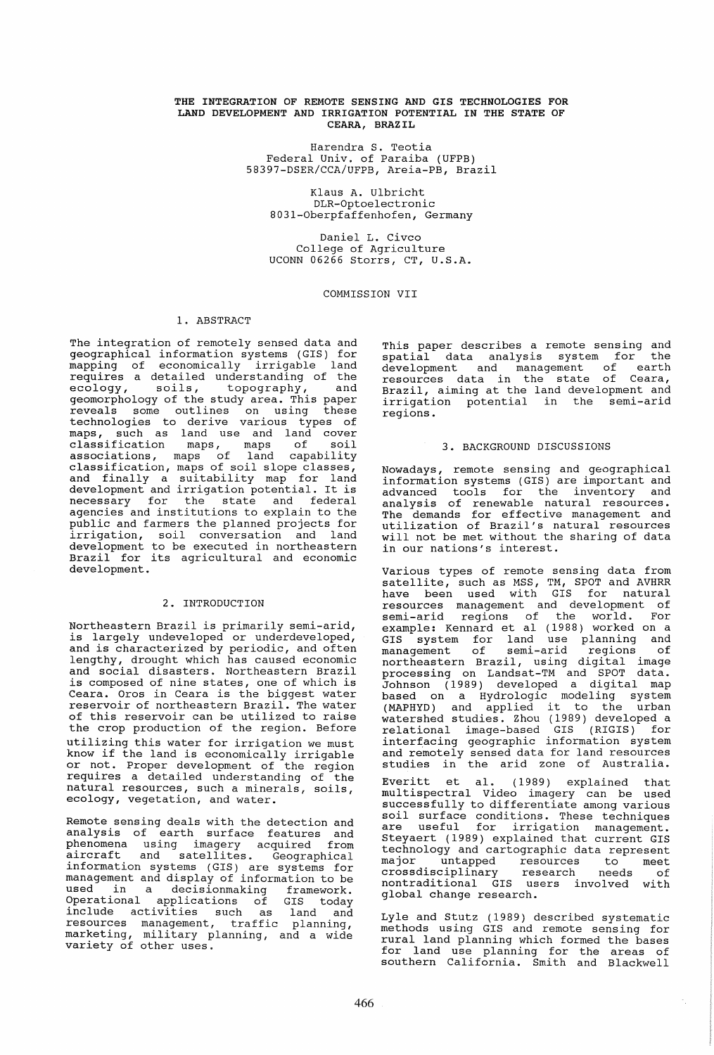# THE INTEGRATION OF REMOTE SENSING AND GIS TECHNOLOGIES FOR LAND DEVELOPMENT AND IRRIGATION POTENTIAL IN THE STATE OF CEARA, BRAZIL

Harendra S. Teotia
Federal Univ. of Paraiba (UFPB)
58397-DSER/CCA/UFPB, Areia-PB, Brazil

Klaus A. Ulbricht
DLR-Optoelectronic
8031-Oberpfaffenhofen, Germany

Daniel L. Civco
College of Agriculture
UCONN 06266 Storrs, CT, U.S.A.

COMMISSION VII

## 1. ABSTRACT

The integration of remotely sensed data and geographical information systems (GIS) for mapping of economically irrigable land requires a detailed understanding of the ecology, soils, topography, and geomorphology of the study area. This paper reveals some outlines on using these technologies to derive various types of maps, such as land use and land cover classification maps, maps of soil associations, maps of land capability classification, maps of soil slope classes, and finally a suitability map for land development and irrigation potential. It is necessary for the state and federal agencies and institutions to explain to the public and farmers the planned projects for irrigation, soil conversation and land development to be executed in northeastern Brazil for its agricultural and economic development.

## 2. INTRODUCTION

Northeastern Brazil is primarily semi-arid, is largely undeveloped or underdeveloped, and is characterized by periodic, and often lengthy, drought which has caused economic and social disasters. Northeastern Brazil is composed of nine states, one of which is Ceara. Oros in Ceara is the biggest water reservoir of northeastern Brazil. The water of this reservoir can be utilized to raise the crop production of the region. Before utilizing this water for irrigation we must know if the land is economically irrigable or not. Proper development of the region requires a detailed understanding of the natural resources, such a minerals, soils, ecology, vegetation, and water.

Remote sensing deals with the detection and analysis of earth surface features and phenomena using imagery acquired from aircraft and satellites. Geographical information systems (GIS) are systems for management and display of information to be used in a decisionmaking framework. Operational applications of GIS today include activities such as land and resources management, traffic planning, marketing, military planning, and a wide variety of other uses.

This paper describes a remote sensing and spatial data analysis system for the development and management of earth resources data in the state of Ceara, Brazil, aiming at the land development and irrigation potential in the semi-arid regions.

## 3. BACKGROUND DISCUSSIONS

Nowadays, remote sensing and geographical information systems (GIS) are important and advanced tools for the inventory and analysis of renewable natural resources. The demands for effective management and utilization of Brazil's natural resources will not be met without the sharing of data in our nations's interest.

Various types of remote sensing data from satellite, such as MSS, TM, SPOT and AVHRR have been used with GIS for natural resources management and development of semi-arid regions of the world. For example: Kennard et al (1988) worked on a GIS system for land use planning and management of semi-arid regions of northeastern Brazil, using digital image processing on Landsat-TM and SPOT data. Johnson (1989) developed a digital map based on a Hydrologic modeling system (MAPHYD) and applied it to the urban watershed studies. Zhou (1989) developed a relational image-based GIS (RIGIS) for interfacing geographic information system and remotely sensed data for land resources studies in the arid zone of Australia.

Everitt et al. (1989) explained that multispectral Video imagery can be used successfully to differentiate among various soil surface conditions. These techniques are useful for irrigation management. Steyaert (1989) explained that current GIS technology and cartographic data represent major untapped resources to meet crossdisciplinary research needs of nontraditional GIS users involved with global change research.

Lyle and Stutz (1989) described systematic methods using GIS and remote sensing for rural land planning which formed the bases for land use planning for the areas of southern California. Smith and Blackwell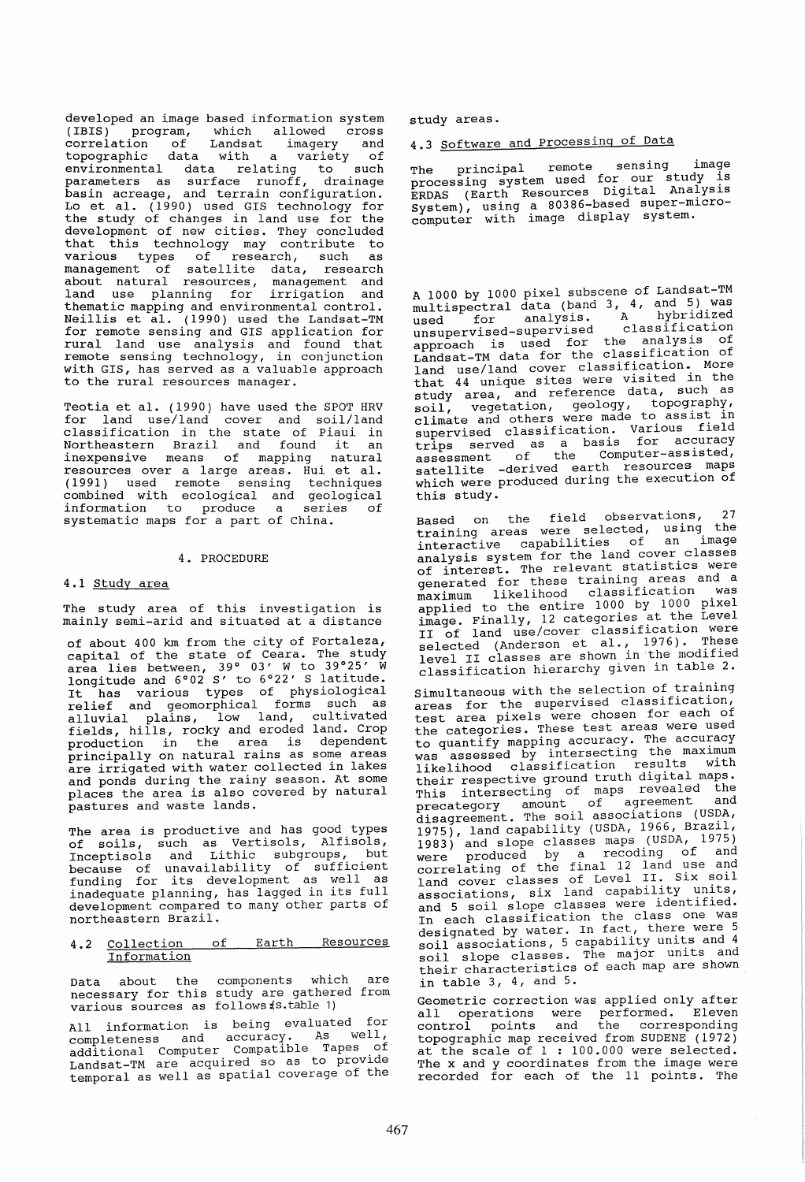developed an image based information system (IBIS) program, which allowed cross correlation of Landsat imagery and topographic data with a variety of environmental data relating to such parameters as surface runoff, drainage basin acreage, and terrain configuration. Lo et al. (1990) used GIS technology for the study of changes in land use for the development of new cities. They concluded that this technology may contribute to various types of research, such as management of satellite data, research about natural resources, management and land use planning for irrigation and thematic mapping and environmental control. Neillis et al. (1990) used the Landsat-TM for remote sensing and GIS application for rural land use analysis and found that remote sensing technology, in conjunction with GIS, has served as a valuable approach to the rural resources manager.

Teotia et al. (1990) have used the SPOT HRV for land use/land cover and soil/land classification in the state of Piaui in Northeastern Brazil and found it an inexpensive means of mapping natural resources over a large areas. Hui et al. (1991) used remote sensing techniques combined with ecological and geological information to produce a series of systematic maps for a part of China.

## 4. PROCEDURE

### 4.1 Study area

The study area of this investigation is mainly semi-arid and situated at a distance of about 400 km from the city of Fortaleza, capital of the state of Ceara. The study area lies between, 39° 03' W to 39°25' W longitude and 6°02 S' to 6°22' S latitude. It has various types of physiological relief and geomorphical forms such as alluvial plains, low land, cultivated fields, hills, rocky and eroded land. Crop production in the area is dependent principally on natural rains as some areas are irrigated with water collected in lakes and ponds during the rainy season. At some places the area is also covered by natural pastures and waste lands.

The area is productive and has good types of soils, such as Vertisols, Alfisols, Inceptisols and Lithic subgroups, but because of unavailability of sufficient funding for its development as well as inadequate planning, has lagged in its full development compared to many other parts of northeastern Brazil.

### 4.2 Collection of Earth Resources Information

Data about the components which are necessary for this study are gathered from various sources as follows(s.table 1)

All information is being evaluated for completeness and accuracy. As well, additional Computer Compatible Tapes of Landsat-TM are acquired so as to provide temporal as well as spatial coverage of the study areas.

### 4.3 Software and Processing of Data

The principal remote sensing image processing system used for our study is ERDAS (Earth Resources Digital Analysis System), using a 80386-based super-micro-computer with image display system.

A 1000 by 1000 pixel subscene of Landsat-TM multispectral data (band 3, 4, and 5) was used for analysis. A hybridized unsupervised-supervised classification approach is used for the analysis of Landsat-TM data for the classification of land use/land cover classification. More that 44 unique sites were visited in the study area, and reference data, such as soil, vegetation, geology, topography, climate and others were made to assist in supervised classification. Various field trips served as a basis for accuracy assessment of the Computer-assisted, satellite -derived earth resources maps which were produced during the execution of this study.

Based on the field observations, 27 training areas were selected, using the interactive capabilities of an image analysis system for the land cover classes of interest. The relevant statistics were generated for these training areas and a maximum likelihood classification was applied to the entire 1000 by 1000 pixel image. Finally, 12 categories at the Level II of land use/cover classification were selected (Anderson et al., 1976). These level II classes are shown in the modified classification hierarchy given in table 2.

Simultaneous with the selection of training areas for the supervised classification, test area pixels were chosen for each of the categories. These test areas were used to quantify mapping accuracy. The accuracy was assessed by intersecting the maximum likelihood classification results with their respective ground truth digital maps. This intersecting of maps revealed the precategory amount of agreement and disagreement. The soil associations (USDA, 1975), land capability (USDA, 1966, Brazil, 1983) and slope classes maps (USDA, 1975) were produced by a recoding of and correlating of the final 12 land use and land cover classes of Level II. Six soil associations, six land capability units, and 5 soil slope classes were identified. In each classification the class one was designated by water. In fact, there were 5 soil associations, 5 capability units and 4 soil slope classes. The major units and their characteristics of each map are shown in table 3, 4, and 5.

Geometric correction was applied only after all operations were performed. Eleven control points and the corresponding topographic map received from SUDENE (1972) at the scale of 1 : 100.000 were selected. The x and y coordinates from the image were recorded for each of the 11 points. The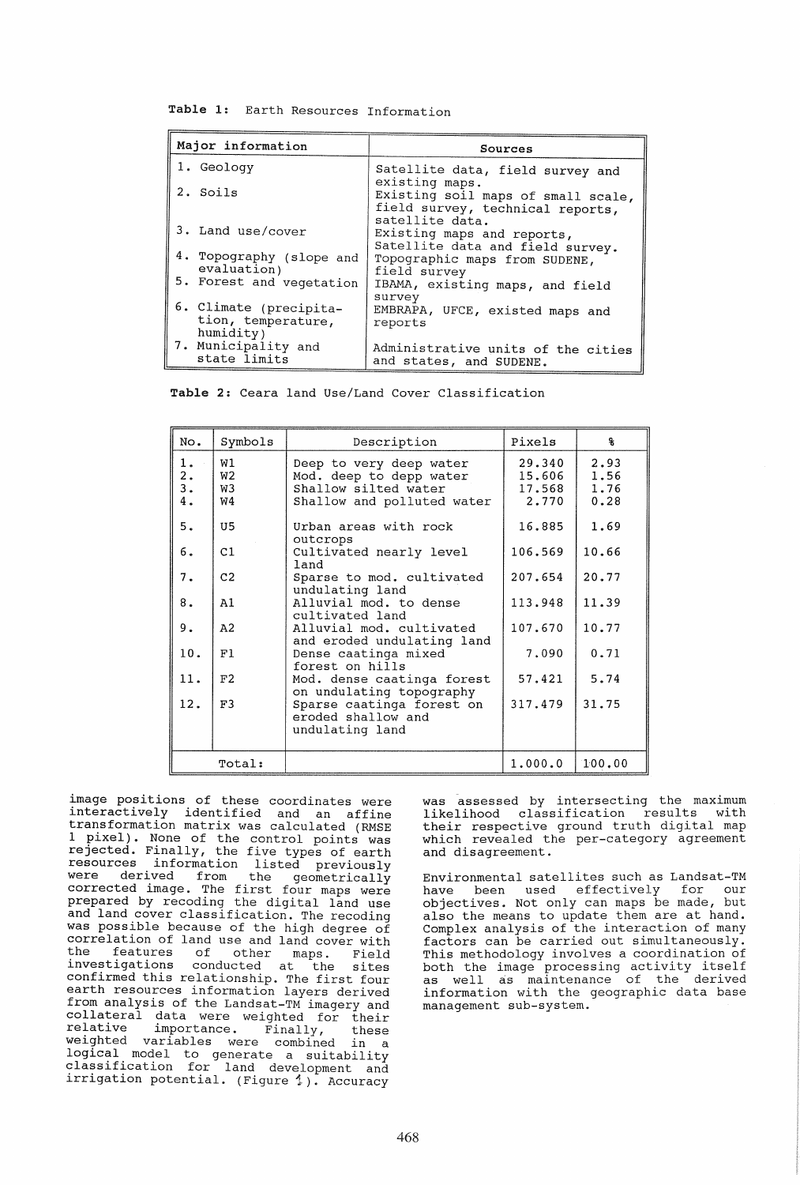**Table 1:** Earth Resources Information

| Major information | Sources |
|---|---|
| 1. Geology | Satellite data, field survey and existing maps. |
| 2. Soils | Existing soil maps of small scale, field survey, technical reports, satellite data. |
| 3. Land use/cover | Existing maps and reports, Satellite data and field survey. |
| 4. Topography (slope and evaluation) | Topographic maps from SUDENE, field survey |
| 5. Forest and vegetation | IBAMA, existing maps, and field survey |
| 6. Climate (precipitation, temperature, humidity) | EMBRAPA, UFCE, existed maps and reports |
| 7. Municipality and state limits | Administrative units of the cities and states, and SUDENE. |

**Table 2:** Ceara land Use/Land Cover Classification

| No. | Symbols | Description | Pixels | % |
|---|---|---|---|---|
| 1. | W1 | Deep to very deep water | 29.340 | 2.93 |
| 2. | W2 | Mod. deep to depp water | 15.606 | 1.56 |
| 3. | W3 | Shallow silted water | 17.568 | 1.76 |
| 4. | W4 | Shallow and polluted water | 2.770 | 0.28 |
| 5. | U5 | Urban areas with rock outcrops | 16.885 | 1.69 |
| 6. | C1 | Cultivated nearly level land | 106.569 | 10.66 |
| 7. | C2 | Sparse to mod. cultivated undulating land | 207.654 | 20.77 |
| 8. | A1 | Alluvial mod. to dense cultivated land | 113.948 | 11.39 |
| 9. | A2 | Alluvial mod. cultivated and eroded undulating land | 107.670 | 10.77 |
| 10. | F1 | Dense caatinga mixed forest on hills | 7.090 | 0.71 |
| 11. | F2 | Mod. dense caatinga forest on undulating topography | 57.421 | 5.74 |
| 12. | F3 | Sparse caatinga forest on eroded shallow and undulating land | 317.479 | 31.75 |
| | Total: | | 1.000.0 | 100.00 |

image positions of these coordinates were interactively identified and an affine transformation matrix was calculated (RMSE 1 pixel). None of the control points was rejected. Finally, the five types of earth resources information listed previously were derived from the geometrically corrected image. The first four maps were prepared by recoding the digital land use and land cover classification. The recoding was possible because of the high degree of correlation of land use and land cover with the features of other maps. Field investigations conducted at the sites confirmed this relationship. The first four earth resources information layers derived from analysis of the Landsat-TM imagery and collateral data were weighted for their relative importance. Finally, these weighted variables were combined in a logical model to generate a suitability classification for land development and irrigation potential. (Figure 1). Accuracy was assessed by intersecting the maximum likelihood classification results with their respective ground truth digital map which revealed the per-category agreement and disagreement.

Environmental satellites such as Landsat-TM have been used effectively for our objectives. Not only can maps be made, but also the means to update them are at hand. Complex analysis of the interaction of many factors can be carried out simultaneously. This methodology involves a coordination of both the image processing activity itself as well as maintenance of the derived information with the geographic data base management sub-system.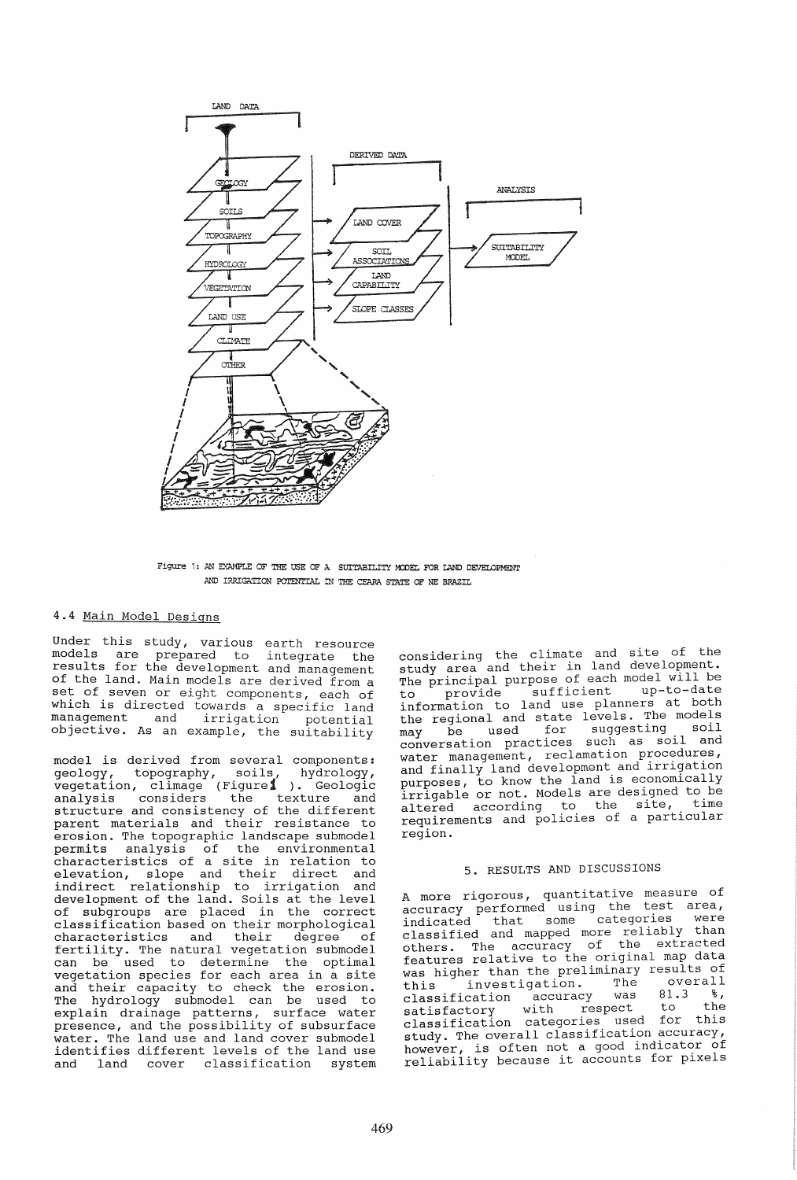Figure 1: AN EXAMPLE OF THE USE OF A SUITABILITY MODEL FOR LAND DEVELOPMENT AND IRRIGATION POTENTIAL IN THE CEARA STATE OF NE BRAZIL

### 4.4 Main Model Designs

Under this study, various earth resource models are prepared to integrate the results for the development and management of the land. Main models are derived from a set of seven or eight components, each of which is directed towards a specific land management and irrigation potential objective. As an example, the suitability model is derived from several components: geology, topography, soils, hydrology, vegetation, climage (Figure 1 ). Geologic analysis considers the texture and structure and consistency of the different parent materials and their resistance to erosion. The topographic landscape submodel permits analysis of the environmental characteristics of a site in relation to elevation, slope and their direct and indirect relationship to irrigation and development of the land. Soils at the level of subgroups are placed in the correct classification based on their morphological characteristics and their degree of fertility. The natural vegetation submodel can be used to determine the optimal vegetation species for each area in a site and their capacity to check the erosion. The hydrology submodel can be used to explain drainage patterns, surface water presence, and the possibility of subsurface water. The land use and land cover submodel identifies different levels of the land use and land cover classification system considering the climate and site of the study area and their in land development. The principal purpose of each model will be to provide sufficient up-to-date information to land use planners at both the regional and state levels. The models may be used for suggesting soil conversation practices such as soil and water management, reclamation procedures, and finally land development and irrigation purposes, to know the land is economically irrigable or not. Models are designed to be altered according to the site, time requirements and policies of a particular region.

## 5. RESULTS AND DISCUSSIONS

A more rigorous, quantitative measure of accuracy performed using the test area, indicated that some categories were classified and mapped more reliably than others. The accuracy of the extracted features relative to the original map data was higher than the preliminary results of this investigation. The overall classification accuracy was 81.3 %, satisfactory with respect to the classification categories used for this study. The overall classification accuracy, however, is often not a good indicator of reliability because it accounts for pixels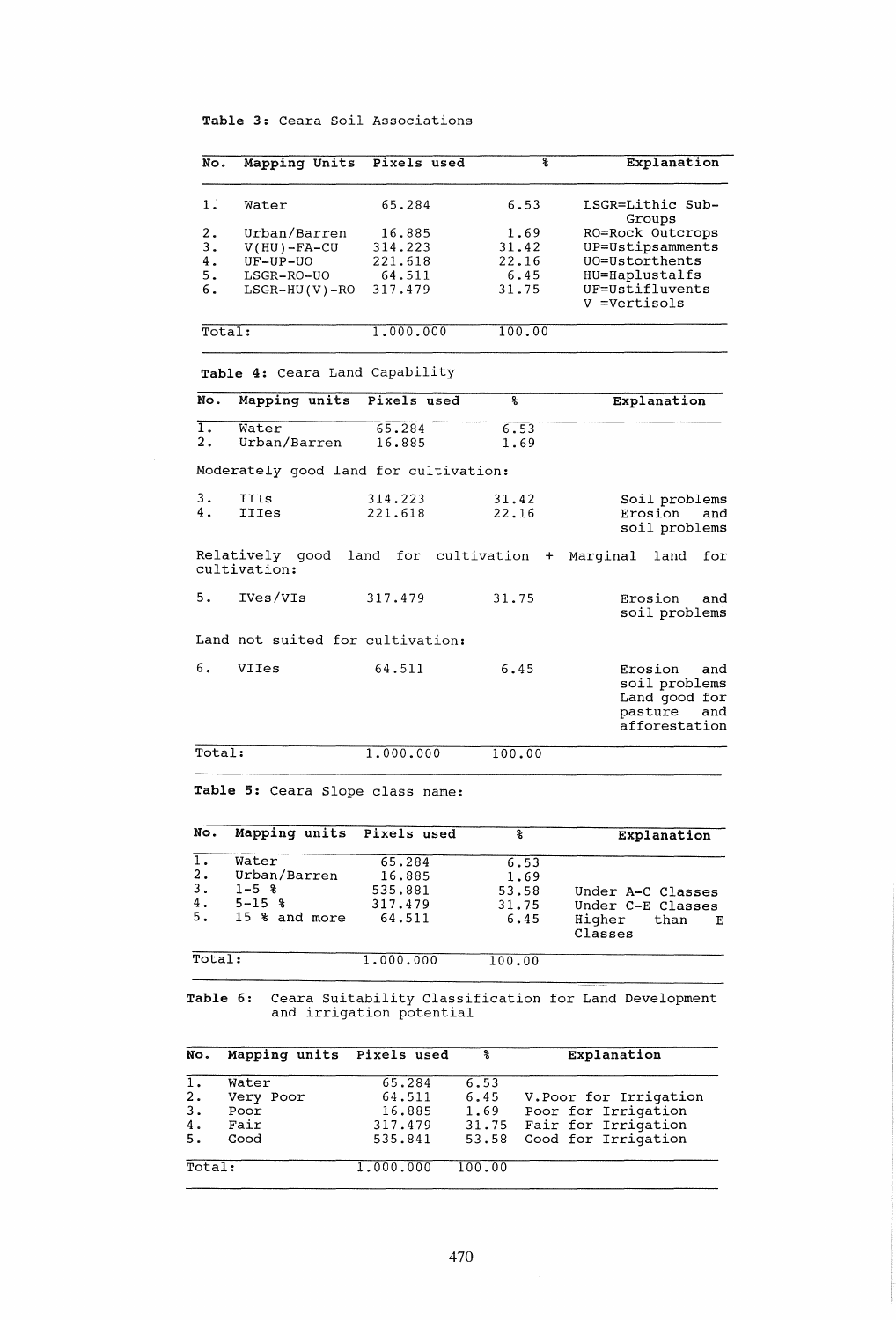**Table 3:** Ceara Soil Associations

| No. | Mapping Units | Pixels used | % | Explanation |
|---|---|---|---|---|
| 1. | Water | 65.284 | 6.53 | LSGR=Lithic Sub-Groups |
| 2. | Urban/Barren | 16.885 | 1.69 | RO=Rock Outcrops |
| 3. | V(HU)-FA-CU | 314.223 | 31.42 | UP=Ustipsamments |
| 4. | UF-UP-UO | 221.618 | 22.16 | UO=Ustorthents |
| 5. | LSGR-RO-UO | 64.511 | 6.45 | HU=Haplustalfs |
| 6. | LSGR-HU(V)-RO | 317.479 | 31.75 | UF=Ustifluvents<br>V =Vertisols |
| Total: | | 1.000.000 | 100.00 | |

**Table 4:** Ceara Land Capability

| No. | Mapping units | Pixels used | % | Explanation |
|---|---|---|---|---|
| 1. | Water | 65.284 | 6.53 | |
| 2. | Urban/Barren | 16.885 | 1.69 | |
| | Moderately good land for cultivation: | | | |
| 3. | IIIs | 314.223 | 31.42 | Soil problems |
| 4. | IIIes | 221.618 | 22.16 | Erosion and soil problems |
| | Relatively good land for cultivation + Marginal land for cultivation: | | | |
| 5. | IVes/VIs | 317.479 | 31.75 | Erosion and soil problems |
| | Land not suited for cultivation: | | | |
| 6. | VIIes | 64.511 | 6.45 | Erosion and soil problems Land good for pasture and afforestation |
| Total: | | 1.000.000 | 100.00 | |

**Table 5:** Ceara Slope class name:

| No. | Mapping units | Pixels used | % | Explanation |
|---|---|---|---|---|
| 1. | Water | 65.284 | 6.53 | |
| 2. | Urban/Barren | 16.885 | 1.69 | |
| 3. | 1-5 % | 535.881 | 53.58 | Under A-C Classes |
| 4. | 5-15 % | 317.479 | 31.75 | Under C-E Classes |
| 5. | 15 % and more | 64.511 | 6.45 | Higher than E Classes |
| Total: | | 1.000.000 | 100.00 | |

**Table 6:** Ceara Suitability Classification for Land Development and irrigation potential

| No. | Mapping units | Pixels used | % | Explanation |
|---|---|---|---|---|
| 1. | Water | 65.284 | 6.53 | |
| 2. | Very Poor | 64.511 | 6.45 | V.Poor for Irrigation |
| 3. | Poor | 16.885 | 1.69 | Poor for Irrigation |
| 4. | Fair | 317.479 | 31.75 | Fair for Irrigation |
| 5. | Good | 535.841 | 53.58 | Good for Irrigation |
| Total: | | 1.000.000 | 100.00 | |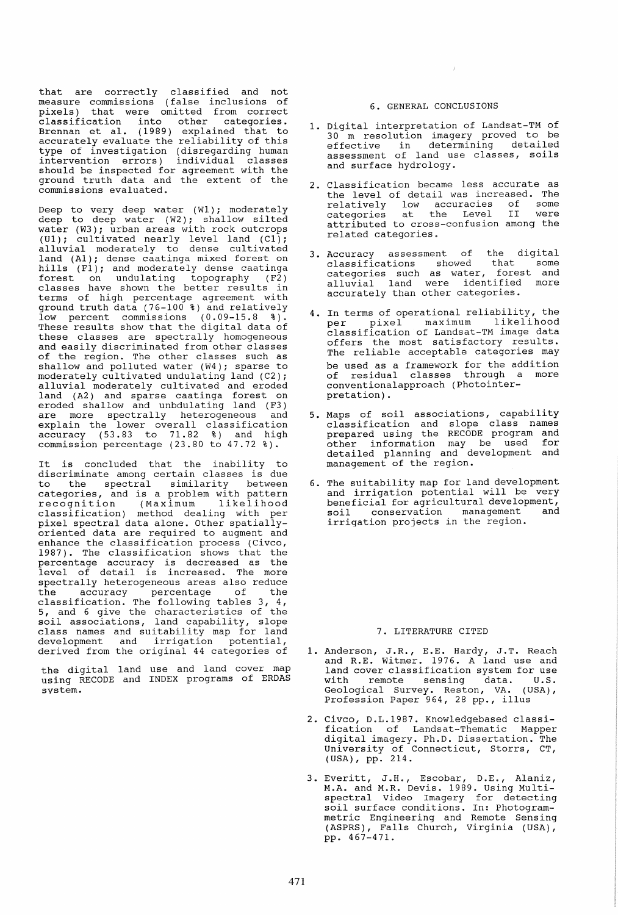that are correctly classified and not measure commissions (false inclusions of pixels) that were omitted from correct classification into other categories. Brennan et al. (1989) explained that to accurately evaluate the reliability of this type of investigation (disregarding human intervention errors) individual classes should be inspected for agreement with the ground truth data and the extent of the commissions evaluated.

Deep to very deep water (W1); moderately deep to deep water (W2); shallow silted water (W3); urban areas with rock outcrops (U1); cultivated nearly level land (C1); alluvial moderately to dense cultivated land (A1); dense caatinga mixed forest on hills (F1); and moderately dense caatinga forest on undulating topography (F2) classes have shown the better results in terms of high percentage agreement with ground truth data (76-100 %) and relatively low percent commissions (0.09-15.8 %). These results show that the digital data of these classes are spectrally homogeneous and easily discriminated from other classes of the region. The other classes such as shallow and polluted water (W4); sparse to moderately cultivated undulating land (C2); alluvial moderately cultivated and eroded land (A2) and sparse caatinga forest on eroded shallow and unbdulating land (F3) are more spectrally heterogeneous and explain the lower overall classification accuracy (53.83 to 71.82 %) and high commission percentage (23.80 to 47.72 %).

It is concluded that the inability to discriminate among certain classes is due to the spectral similarity between categories, and is a problem with pattern recognition (Maximum likelihood classification) method dealing with per pixel spectral data alone. Other spatially-oriented data are required to augment and enhance the classification process (Civco, 1987). The classification shows that the percentage accuracy is decreased as the level of detail is increased. The more spectrally heterogeneous areas also reduce the accuracy percentage of the classification. The following tables 3, 4, 5, and 6 give the characteristics of the soil associations, land capability, slope class names and suitability map for land development and irrigation potential, derived from the original 44 categories of the digital land use and land cover map using RECODE and INDEX programs of ERDAS system.

## 6. GENERAL CONCLUSIONS

1. Digital interpretation of Landsat-TM of 30 m resolution imagery proved to be effective in determining detailed assessment of land use classes, soils and surface hydrology.

2. Classification became less accurate as the level of detail was increased. The relatively low accuracies of some categories at the Level II were attributed to cross-confusion among the related categories.

3. Accuracy assessment of the digital classifications showed that some categories such as water, forest and alluvial land were identified more accurately than other categories.

4. In terms of operational reliability, the per pixel maximum likelihood classification of Landsat-TM image data offers the most satisfactory results. The reliable acceptable categories may be used as a framework for the addition of residual classes through a more conventionalapproach (Photointerpretation).

5. Maps of soil associations, capability classification and slope class names prepared using the RECODE program and other information may be used for detailed planning and development and management of the region.

6. The suitability map for land development and irrigation potential will be very beneficial for agricultural development, soil conservation management and irrigation projects in the region.

## 7. LITERATURE CITED

1. Anderson, J.R., E.E. Hardy, J.T. Reach and R.E. Witmer. 1976. A land use and land cover classification system for use with remote sensing data. U.S. Geological Survey. Reston, VA. (USA), Profession Paper 964, 28 pp., illus

2. Civco, D.L.1987. Knowledgebased classification of Landsat-Thematic Mapper digital imagery. Ph.D. Dissertation. The University of Connecticut, Storrs, CT, (USA), pp. 214.

3. Everitt, J.H., Escobar, D.E., Alaniz, M.A. and M.R. Devis. 1989. Using Multispectral Video Imagery for detecting soil surface conditions. In: Photogrammetric Engineering and Remote Sensing (ASPRS), Falls Church, Virginia (USA), pp. 467-471.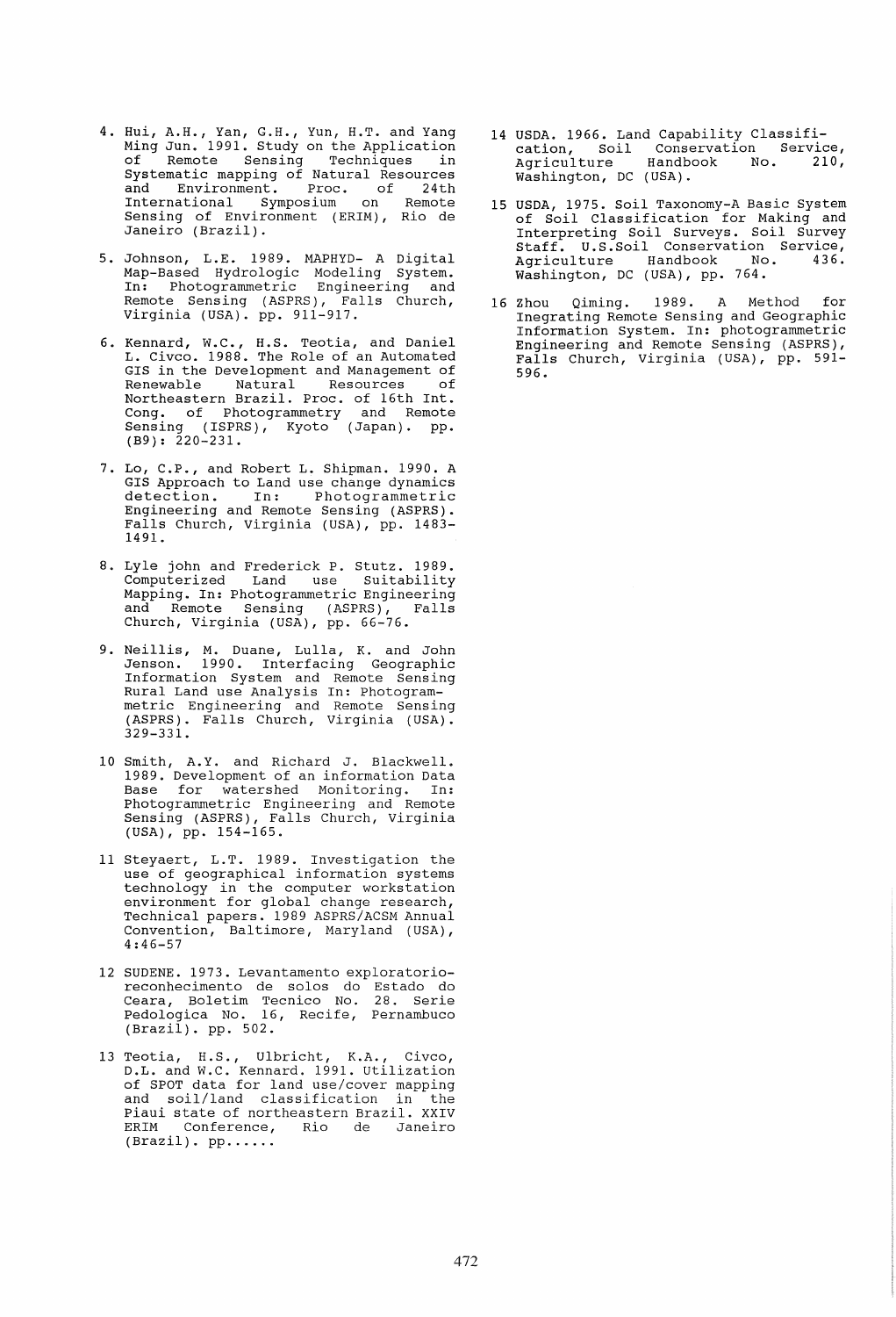4. Hui, A.H., Yan, G.H., Yun, H.T. and Yang Ming Jun. 1991. Study on the Application of Remote Sensing Techniques in Systematic mapping of Natural Resources and Environment. Proc. of 24th International Symposium on Remote Sensing of Environment (ERIM), Rio de Janeiro (Brazil).

5. Johnson, L.E. 1989. MAPHYD- A Digital Map-Based Hydrologic Modeling System. In: Photogrammetric Engineering and Remote Sensing (ASPRS), Falls Church, Virginia (USA). pp. 911-917.

6. Kennard, W.C., H.S. Teotia, and Daniel L. Civco. 1988. The Role of an Automated GIS in the Development and Management of Renewable Natural Resources of Northeastern Brazil. Proc. of 16th Int. Cong. of Photogrammetry and Remote Sensing (ISPRS), Kyoto (Japan). pp. (B9): 220-231.

7. Lo, C.P., and Robert L. Shipman. 1990. A GIS Approach to Land use change dynamics detection. In: Photogrammetric Engineering and Remote Sensing (ASPRS). Falls Church, Virginia (USA), pp. 1483-1491.

8. Lyle john and Frederick P. Stutz. 1989. Computerized Land use Suitability Mapping. In: Photogrammetric Engineering and Remote Sensing (ASPRS), Falls Church, Virginia (USA), pp. 66-76.

9. Neillis, M. Duane, Lulla, K. and John Jenson. 1990. Interfacing Geographic Information System and Remote Sensing Rural Land use Analysis In: Photogrammetric Engineering and Remote Sensing (ASPRS). Falls Church, Virginia (USA). 329-331.

10 Smith, A.Y. and Richard J. Blackwell. 1989. Development of an information Data Base for watershed Monitoring. In: Photogrammetric Engineering and Remote Sensing (ASPRS), Falls Church, Virginia (USA), pp. 154-165.

11 Steyaert, L.T. 1989. Investigation the use of geographical information systems technology in the computer workstation environment for global change research, Technical papers. 1989 ASPRS/ACSM Annual Convention, Baltimore, Maryland (USA), 4:46-57

12 SUDENE. 1973. Levantamento exploratorio-reconhecimento de solos do Estado do Ceara, Boletim Tecnico No. 28. Serie Pedologica No. 16, Recife, Pernambuco (Brazil). pp. 502.

13 Teotia, H.S., Ulbricht, K.A., Civco, D.L. and W.C. Kennard. 1991. Utilization of SPOT data for land use/cover mapping and soil/land classification in the Piaui state of northeastern Brazil. XXIV ERIM Conference, Rio de Janeiro (Brazil). pp......

14 USDA. 1966. Land Capability Classification, Soil Conservation Service, Agriculture Handbook No. 210, Washington, DC (USA).

15 USDA, 1975. Soil Taxonomy-A Basic System of Soil Classification for Making and Interpreting Soil Surveys. Soil Survey Staff. U.S.Soil Conservation Service, Agriculture Handbook No. 436. Washington, DC (USA), pp. 764.

16 Zhou Qiming. 1989. A Method for Inegrating Remote Sensing and Geographic Information System. In: photogrammetric Engineering and Remote Sensing (ASPRS), Falls Church, Virginia (USA), pp. 591-596.